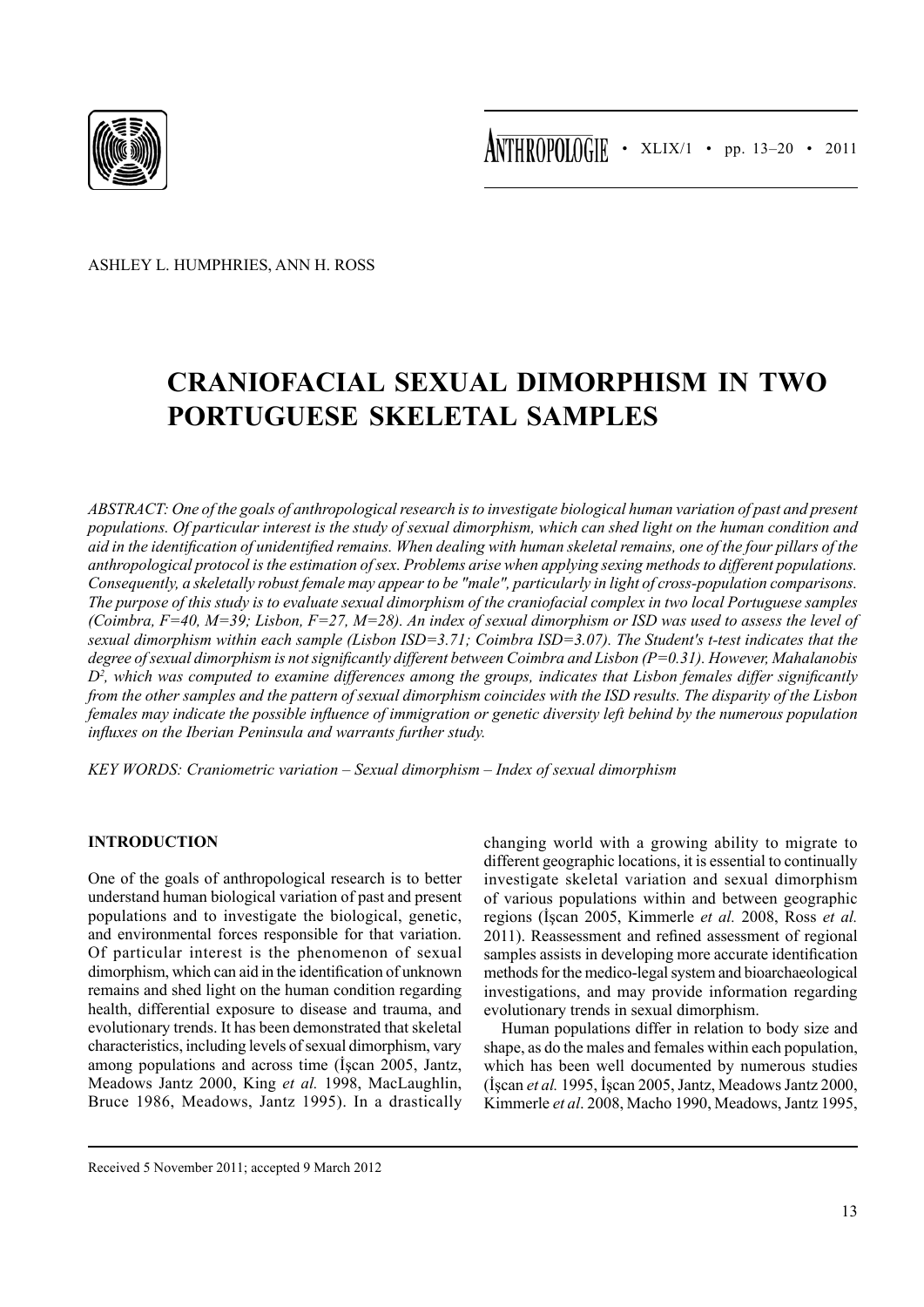ASHLEY L. HUMPHRIES, ANN H. ROSS

# CRANIOFACIAL SEXUAL DIMORPHISM IN TWO PORTUGUESE SKELETAL SAMPLES

*ABSTRACT: One of the goals of anthropological research is to investigate biological human variation of past and present populations. Of particular interest is the study of sexual dimorphism, which can shed light on the human condition and aid in the identification of unidentified remains. When dealing with human skeletal remains, one of the four pillars of the anthropological protocol is the estimation of sex. Problems arise when applying sexing methods to different populations. Consequently, a skeletally robust female may appear to be "male", particularly in light of cross-population comparisons. The purpose of this study is to evaluate sexual dimorphism of the craniofacial complex in two local Portuguese samples (Coimbra, F=40, M=39; Lisbon, F=27, M=28). An index of sexual dimorphism or ISD was used to assess the level of sexual dimorphism within each sample (Lisbon ISD=3.71; Coimbra ISD=3.07). The Student's t-test indicates that the degree of sexual dimorphism is not significantly different between Coimbra and Lisbon (P=0.31). However, Mahalanobis $D^2$, which was computed to examine differences among the groups, indicates that Lisbon females differ significantly from the other samples and the pattern of sexual dimorphism coincides with the ISD results. The disparity of the Lisbon females may indicate the possible influence of immigration or genetic diversity left behind by the numerous population influxes on the Iberian Peninsula and warrants further study.*

*KEY WORDS: Craniometric variation – Sexual dimorphism – Index of sexual dimorphism*

## INTRODUCTION

One of the goals of anthropological research is to better understand human biological variation of past and present populations and to investigate the biological, genetic, and environmental forces responsible for that variation. Of particular interest is the phenomenon of sexual dimorphism, which can aid in the identification of unknown remains and shed light on the human condition regarding health, differential exposure to disease and trauma, and evolutionary trends. It has been demonstrated that skeletal characteristics, including levels of sexual dimorphism, vary among populations and across time (İşcan 2005, Jantz, Meadows Jantz 2000, King *et al.* 1998, MacLaughlin, Bruce 1986, Meadows, Jantz 1995). In a drastically changing world with a growing ability to migrate to different geographic locations, it is essential to continually investigate skeletal variation and sexual dimorphism of various populations within and between geographic regions (İşcan 2005, Kimmerle *et al.* 2008, Ross *et al.* 2011). Reassessment and refined assessment of regional samples assists in developing more accurate identification methods for the medico-legal system and bioarchaeological investigations, and may provide information regarding evolutionary trends in sexual dimorphism.

Human populations differ in relation to body size and shape, as do the males and females within each population, which has been well documented by numerous studies (İşcan *et al.* 1995, İşcan 2005, Jantz, Meadows Jantz 2000, Kimmerle *et al*. 2008, Macho 1990, Meadows, Jantz 1995,

Received 5 November 2011; accepted 9 March 2012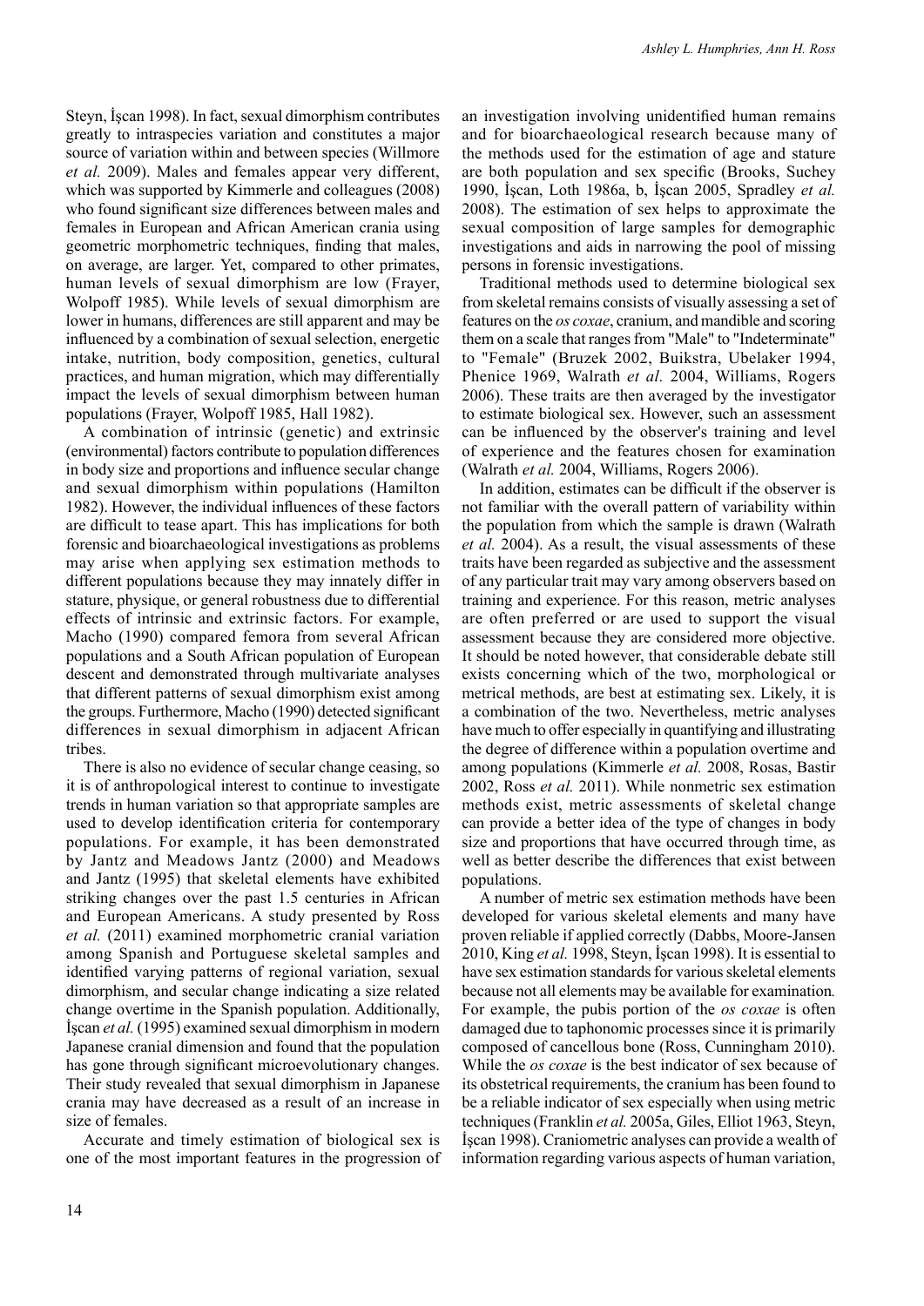Steyn, İşcan 1998). In fact, sexual dimorphism contributes greatly to intraspecies variation and constitutes a major source of variation within and between species (Willmore *et al.* 2009). Males and females appear very different, which was supported by Kimmerle and colleagues (2008) who found significant size differences between males and females in European and African American crania using geometric morphometric techniques, finding that males, on average, are larger. Yet, compared to other primates, human levels of sexual dimorphism are low (Frayer, Wolpoff 1985). While levels of sexual dimorphism are lower in humans, differences are still apparent and may be influenced by a combination of sexual selection, energetic intake, nutrition, body composition, genetics, cultural practices, and human migration, which may differentially impact the levels of sexual dimorphism between human populations (Frayer, Wolpoff 1985, Hall 1982).

A combination of intrinsic (genetic) and extrinsic (environmental) factors contribute to population differences in body size and proportions and influence secular change and sexual dimorphism within populations (Hamilton 1982). However, the individual influences of these factors are difficult to tease apart. This has implications for both forensic and bioarchaeological investigations as problems may arise when applying sex estimation methods to different populations because they may innately differ in stature, physique, or general robustness due to differential effects of intrinsic and extrinsic factors. For example, Macho (1990) compared femora from several African populations and a South African population of European descent and demonstrated through multivariate analyses that different patterns of sexual dimorphism exist among the groups. Furthermore, Macho (1990) detected significant differences in sexual dimorphism in adjacent African tribes.

There is also no evidence of secular change ceasing, so it is of anthropological interest to continue to investigate trends in human variation so that appropriate samples are used to develop identification criteria for contemporary populations. For example, it has been demonstrated by Jantz and Meadows Jantz (2000) and Meadows and Jantz (1995) that skeletal elements have exhibited striking changes over the past 1.5 centuries in African and European Americans. A study presented by Ross *et al.* (2011) examined morphometric cranial variation among Spanish and Portuguese skeletal samples and identified varying patterns of regional variation, sexual dimorphism, and secular change indicating a size related change overtime in the Spanish population. Additionally, İşcan *et al.* (1995) examined sexual dimorphism in modern Japanese cranial dimension and found that the population has gone through significant microevolutionary changes. Their study revealed that sexual dimorphism in Japanese crania may have decreased as a result of an increase in size of females.

Accurate and timely estimation of biological sex is one of the most important features in the progression of an investigation involving unidentified human remains and for bioarchaeological research because many of the methods used for the estimation of age and stature are both population and sex specific (Brooks, Suchey 1990, İşcan, Loth 1986a, b, İşcan 2005, Spradley *et al.* 2008). The estimation of sex helps to approximate the sexual composition of large samples for demographic investigations and aids in narrowing the pool of missing persons in forensic investigations.

Traditional methods used to determine biological sex from skeletal remains consists of visually assessing a set of features on the *os coxae*, cranium, and mandible and scoring them on a scale that ranges from "Male" to "Indeterminate" to "Female" (Bruzek 2002, Buikstra, Ubelaker 1994, Phenice 1969, Walrath *et al.* 2004, Williams, Rogers 2006). These traits are then averaged by the investigator to estimate biological sex. However, such an assessment can be influenced by the observer's training and level of experience and the features chosen for examination (Walrath *et al.* 2004, Williams, Rogers 2006).

In addition, estimates can be difficult if the observer is not familiar with the overall pattern of variability within the population from which the sample is drawn (Walrath *et al.* 2004). As a result, the visual assessments of these traits have been regarded as subjective and the assessment of any particular trait may vary among observers based on training and experience. For this reason, metric analyses are often preferred or are used to support the visual assessment because they are considered more objective. It should be noted however, that considerable debate still exists concerning which of the two, morphological or metrical methods, are best at estimating sex. Likely, it is a combination of the two. Nevertheless, metric analyses have much to offer especially in quantifying and illustrating the degree of difference within a population overtime and among populations (Kimmerle *et al.* 2008, Rosas, Bastir 2002, Ross *et al.* 2011). While nonmetric sex estimation methods exist, metric assessments of skeletal change can provide a better idea of the type of changes in body size and proportions that have occurred through time, as well as better describe the differences that exist between populations.

A number of metric sex estimation methods have been developed for various skeletal elements and many have proven reliable if applied correctly (Dabbs, Moore-Jansen 2010, King *et al.* 1998, Steyn, İşcan 1998). It is essential to have sex estimation standards for various skeletal elements because not all elements may be available for examination. For example, the pubis portion of the *os coxae* is often damaged due to taphonomic processes since it is primarily composed of cancellous bone (Ross, Cunningham 2010). While the *os coxae* is the best indicator of sex because of its obstetrical requirements, the cranium has been found to be a reliable indicator of sex especially when using metric techniques (Franklin *et al.* 2005a, Giles, Elliot 1963, Steyn, İşcan 1998). Craniometric analyses can provide a wealth of information regarding various aspects of human variation,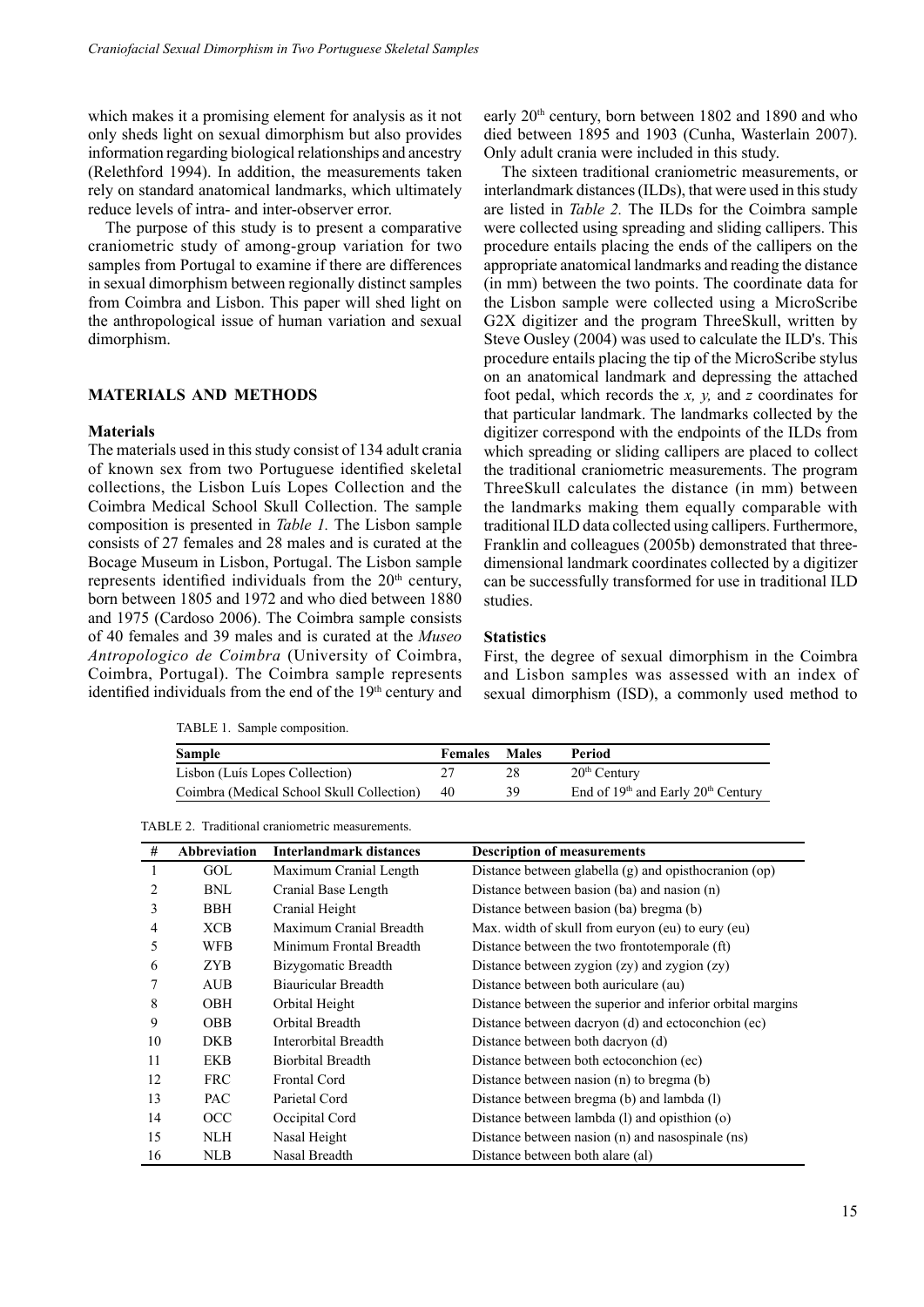which makes it a promising element for analysis as it not only sheds light on sexual dimorphism but also provides information regarding biological relationships and ancestry (Relethford 1994). In addition, the measurements taken rely on standard anatomical landmarks, which ultimately reduce levels of intra- and inter-observer error.

The purpose of this study is to present a comparative craniometric study of among-group variation for two samples from Portugal to examine if there are differences in sexual dimorphism between regionally distinct samples from Coimbra and Lisbon. This paper will shed light on the anthropological issue of human variation and sexual dimorphism.

## MATERIALS AND METHODS

### Materials

The materials used in this study consist of 134 adult crania of known sex from two Portuguese identified skeletal collections, the Lisbon Luís Lopes Collection and the Coimbra Medical School Skull Collection. The sample composition is presented in *Table 1.* The Lisbon sample consists of 27 females and 28 males and is curated at the Bocage Museum in Lisbon, Portugal. The Lisbon sample represents identified individuals from the 20th century, born between 1805 and 1972 and who died between 1880 and 1975 (Cardoso 2006). The Coimbra sample consists of 40 females and 39 males and is curated at the *Museo Antropologico de Coimbra* (University of Coimbra, Coimbra, Portugal). The Coimbra sample represents identified individuals from the end of the 19th century and early 20th century, born between 1802 and 1890 and who died between 1895 and 1903 (Cunha, Wasterlain 2007). Only adult crania were included in this study.

The sixteen traditional craniometric measurements, or interlandmark distances (ILDs), that were used in this study are listed in *Table 2.* The ILDs for the Coimbra sample were collected using spreading and sliding callipers. This procedure entails placing the ends of the callipers on the appropriate anatomical landmarks and reading the distance (in mm) between the two points. The coordinate data for the Lisbon sample were collected using a MicroScribe G2X digitizer and the program ThreeSkull, written by Steve Ousley (2004) was used to calculate the ILD's. This procedure entails placing the tip of the MicroScribe stylus on an anatomical landmark and depressing the attached foot pedal, which records the *x, y,* and *z* coordinates for that particular landmark. The landmarks collected by the digitizer correspond with the endpoints of the ILDs from which spreading or sliding callipers are placed to collect the traditional craniometric measurements. The program ThreeSkull calculates the distance (in mm) between the landmarks making them equally comparable with traditional ILD data collected using callipers. Furthermore, Franklin and colleagues (2005b) demonstrated that three-dimensional landmark coordinates collected by a digitizer can be successfully transformed for use in traditional ILD studies.

### Statistics

First, the degree of sexual dimorphism in the Coimbra and Lisbon samples was assessed with an index of sexual dimorphism (ISD), a commonly used method to

TABLE 1. Sample composition.

| Sample | Females | Males | Period |
|---|---|---|---|
| Lisbon (Luís Lopes Collection) | 27 | 28 | 20th Century |
| Coimbra (Medical School Skull Collection) | 40 | 39 | End of 19th and Early 20th Century |

TABLE 2. Traditional craniometric measurements.

| # | Abbreviation | Interlandmark distances | Description of measurements |
|---|---|---|---|
| 1 | GOL | Maximum Cranial Length | Distance between glabella (g) and opisthocranion (op) |
| 2 | BNL | Cranial Base Length | Distance between basion (ba) and nasion (n) |
| 3 | BBH | Cranial Height | Distance between basion (ba) bregma (b) |
| 4 | XCB | Maximum Cranial Breadth | Max. width of skull from euryon (eu) to eury (eu) |
| 5 | WFB | Minimum Frontal Breadth | Distance between the two frontotemporale (ft) |
| 6 | ZYB | Bizygomatic Breadth | Distance between zygion (zy) and zygion (zy) |
| 7 | AUB | Biauricular Breadth | Distance between both auriculare (au) |
| 8 | OBH | Orbital Height | Distance between the superior and inferior orbital margins |
| 9 | OBB | Orbital Breadth | Distance between dacryon (d) and ectoconchion (ec) |
| 10 | DKB | Interorbital Breadth | Distance between both dacryon (d) |
| 11 | EKB | Biorbital Breadth | Distance between both ectoconchion (ec) |
| 12 | FRC | Frontal Cord | Distance between nasion (n) to bregma (b) |
| 13 | PAC | Parietal Cord | Distance between bregma (b) and lambda (l) |
| 14 | OCC | Occipital Cord | Distance between lambda (l) and opisthion (o) |
| 15 | NLH | Nasal Height | Distance between nasion (n) and nasospinale (ns) |
| 16 | NLB | Nasal Breadth | Distance between both alare (al) |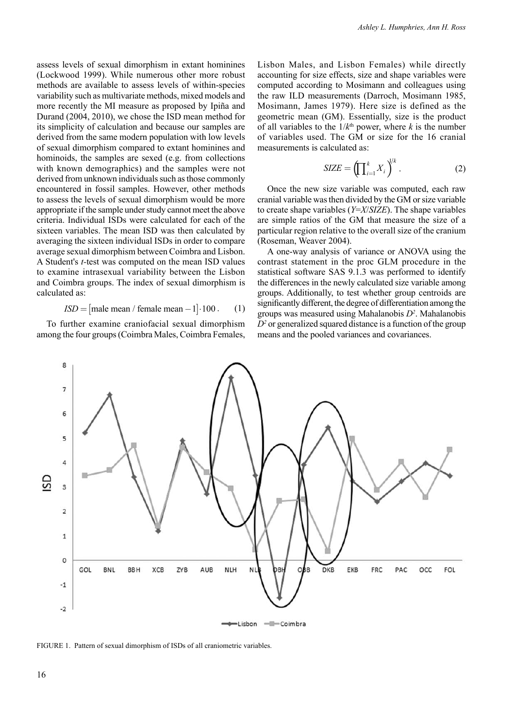assess levels of sexual dimorphism in extant hominines (Lockwood 1999). While numerous other more robust methods are available to assess levels of within-species variability such as multivariate methods, mixed models and more recently the MI measure as proposed by Ipiña and Durand (2004, 2010), we chose the ISD mean method for its simplicity of calculation and because our samples are derived from the same modern population with low levels of sexual dimorphism compared to extant hominines and hominoids, the samples are sexed (e.g. from collections with known demographics) and the samples were not derived from unknown individuals such as those commonly encountered in fossil samples. However, other methods to assess the levels of sexual dimorphism would be more appropriate if the sample under study cannot meet the above criteria. Individual ISDs were calculated for each of the sixteen variables. The mean ISD was then calculated by averaging the sixteen individual ISDs in order to compare average sexual dimorphism between Coimbra and Lisbon. A Student's *t*-test was computed on the mean ISD values to examine intrasexual variability between the Lisbon and Coimbra groups. The index of sexual dimorphism is calculated as:

$$ISD = [\text{male mean} / \text{female mean} - 1] \cdot 100 . \quad (1)$$

To further examine craniofacial sexual dimorphism among the four groups (Coimbra Males, Coimbra Females, Lisbon Males, and Lisbon Females) while directly accounting for size effects, size and shape variables were computed according to Mosimann and colleagues using the raw ILD measurements (Darroch, Mosimann 1985, Mosimann, James 1979). Here size is defined as the geometric mean (GM). Essentially, size is the product of all variables to the $1/k^{th}$ power, where $k$ is the number of variables used. The GM or size for the 16 cranial measurements is calculated as:

$$SIZE = \left(\prod_{i=1}^{k} X_i\right)^{1/k} . \quad (2)$$

Once the new size variable was computed, each raw cranial variable was then divided by the GM or size variable to create shape variables ($Y=X/SIZE$). The shape variables are simple ratios of the GM that measure the size of a particular region relative to the overall size of the cranium (Roseman, Weaver 2004).

A one-way analysis of variance or ANOVA using the contrast statement in the proc GLM procedure in the statistical software SAS 9.1.3 was performed to identify the differences in the newly calculated size variable among groups. Additionally, to test whether group centroids are significantly different, the degree of differentiation among the groups was measured using Mahalanobis $D^2$. Mahalanobis $D^2$ or generalized squared distance is a function of the group means and the pooled variances and covariances.

FIGURE 1. Pattern of sexual dimorphism of ISDs of all craniometric variables.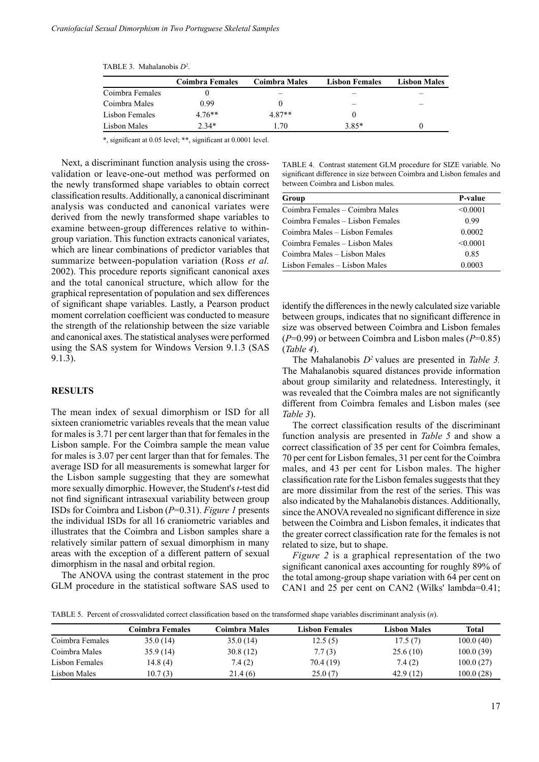TABLE 3. Mahalanobis $D^2$.

| | Coimbra Females | Coimbra Males | Lisbon Females | Lisbon Males |
|---|---|---|---|---|
| Coimbra Females | 0 | – | – | – |
| Coimbra Males | 0.99 | 0 | – | – |
| Lisbon Females | 4.76** | 4.87** | 0 | |
| Lisbon Males | 2.34* | 1.70 | 3.85* | 0 |

*, significant at 0.05 level; **, significant at 0.0001 level.

Next, a discriminant function analysis using the cross-validation or leave-one-out method was performed on the newly transformed shape variables to obtain correct classification results. Additionally, a canonical discriminant analysis was conducted and canonical variates were derived from the newly transformed shape variables to examine between-group differences relative to within-group variation. This function extracts canonical variates, which are linear combinations of predictor variables that summarize between-population variation (Ross *et al.* 2002). This procedure reports significant canonical axes and the total canonical structure, which allow for the graphical representation of population and sex differences of significant shape variables. Lastly, a Pearson product moment correlation coefficient was conducted to measure the strength of the relationship between the size variable and canonical axes. The statistical analyses were performed using the SAS system for Windows Version 9.1.3 (SAS 9.1.3).

## RESULTS

The mean index of sexual dimorphism or ISD for all sixteen craniometric variables reveals that the mean value for males is 3.71 per cent larger than that for females in the Lisbon sample. For the Coimbra sample the mean value for males is 3.07 per cent larger than that for females. The average ISD for all measurements is somewhat larger for the Lisbon sample suggesting that they are somewhat more sexually dimorphic. However, the Student's *t*-test did not find significant intrasexual variability between group ISDs for Coimbra and Lisbon ($P$=0.31). *Figure 1* presents the individual ISDs for all 16 craniometric variables and illustrates that the Coimbra and Lisbon samples share a relatively similar pattern of sexual dimorphism in many areas with the exception of a different pattern of sexual dimorphism in the nasal and orbital region.

The ANOVA using the contrast statement in the proc GLM procedure in the statistical software SAS used to identify the differences in the newly calculated size variable between groups, indicates that no significant difference in size was observed between Coimbra and Lisbon females ($P$=0.99) or between Coimbra and Lisbon males ($P$=0.85) (*Table 4*).

TABLE 4. Contrast statement GLM procedure for SIZE variable. No significant difference in size between Coimbra and Lisbon females and between Coimbra and Lisbon males.

| Group | P-value |
|---|---|
| Coimbra Females – Coimbra Males | <0.0001 |
| Coimbra Females – Lisbon Females | 0.99 |
| Coimbra Males – Lisbon Females | 0.0002 |
| Coimbra Females – Lisbon Males | <0.0001 |
| Coimbra Males – Lisbon Males | 0.85 |
| Lisbon Females – Lisbon Males | 0.0003 |

The Mahalanobis $D^2$ values are presented in *Table 3.* The Mahalanobis squared distances provide information about group similarity and relatedness. Interestingly, it was revealed that the Coimbra males are not significantly different from Coimbra females and Lisbon males (see *Table 3*).

The correct classification results of the discriminant function analysis are presented in *Table 5* and show a correct classification of 35 per cent for Coimbra females, 70 per cent for Lisbon females, 31 per cent for the Coimbra males, and 43 per cent for Lisbon males. The higher classification rate for the Lisbon females suggests that they are more dissimilar from the rest of the series. This was also indicated by the Mahalanobis distances. Additionally, since the ANOVA revealed no significant difference in size between the Coimbra and Lisbon females, it indicates that the greater correct classification rate for the females is not related to size, but to shape.

*Figure 2* is a graphical representation of the two significant canonical axes accounting for roughly 89% of the total among-group shape variation with 64 per cent on CAN1 and 25 per cent on CAN2 (Wilks' lambda=0.41;

TABLE 5. Percent of crossvalidated correct classification based on the transformed shape variables discriminant analysis (*n*).

| | Coimbra Females | Coimbra Males | Lisbon Females | Lisbon Males | Total |
|---|---|---|---|---|---|
| Coimbra Females | 35.0 (14) | 35.0 (14) | 12.5 (5) | 17.5 (7) | 100.0 (40) |
| Coimbra Males | 35.9 (14) | 30.8 (12) | 7.7 (3) | 25.6 (10) | 100.0 (39) |
| Lisbon Females | 14.8 (4) | 7.4 (2) | 70.4 (19) | 7.4 (2) | 100.0 (27) |
| Lisbon Males | 10.7 (3) | 21.4 (6) | 25.0 (7) | 42.9 (12) | 100.0 (28) |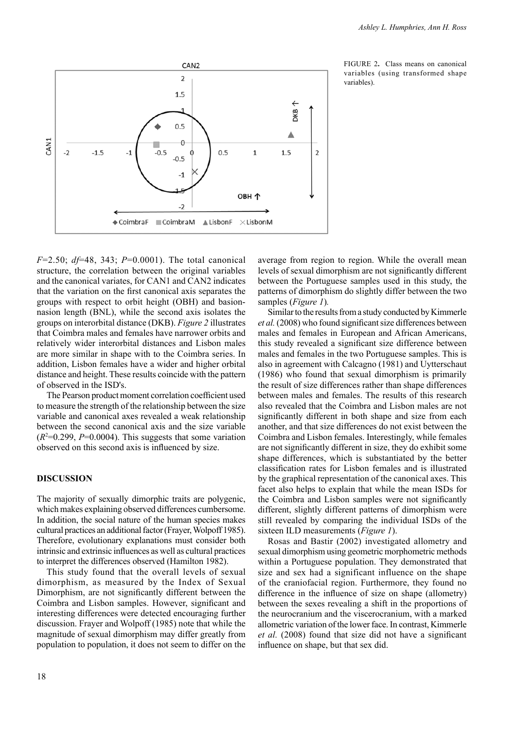FIGURE 2. Class means on canonical variables (using transformed shape variables).

$F$=2.50; $df$=48, 343; $P$=0.0001). The total canonical structure, the correlation between the original variables and the canonical variates, for CAN1 and CAN2 indicates that the variation on the first canonical axis separates the groups with respect to orbit height (OBH) and basion-nasion length (BNL), while the second axis isolates the groups on interorbital distance (DKB). *Figure 2* illustrates that Coimbra males and females have narrower orbits and relatively wider interorbital distances and Lisbon males are more similar in shape with to the Coimbra series. In addition, Lisbon females have a wider and higher orbital distance and height. These results coincide with the pattern of observed in the ISD's.

The Pearson product moment correlation coefficient used to measure the strength of the relationship between the size variable and canonical axes revealed a weak relationship between the second canonical axis and the size variable ($R^2$=0.299, $P$=0.0004). This suggests that some variation observed on this second axis is influenced by size.

## DISCUSSION

The majority of sexually dimorphic traits are polygenic, which makes explaining observed differences cumbersome. In addition, the social nature of the human species makes cultural practices an additional factor (Frayer, Wolpoff 1985). Therefore, evolutionary explanations must consider both intrinsic and extrinsic influences as well as cultural practices to interpret the differences observed (Hamilton 1982).

This study found that the overall levels of sexual dimorphism, as measured by the Index of Sexual Dimorphism, are not significantly different between the Coimbra and Lisbon samples. However, significant and interesting differences were detected encouraging further discussion. Frayer and Wolpoff (1985) note that while the magnitude of sexual dimorphism may differ greatly from population to population, it does not seem to differ on the average from region to region. While the overall mean levels of sexual dimorphism are not significantly different between the Portuguese samples used in this study, the patterns of dimorphism do slightly differ between the two samples (*Figure 1*).

Similar to the results from a study conducted by Kimmerle *et al.* (2008) who found significant size differences between males and females in European and African Americans, this study revealed a significant size difference between males and females in the two Portuguese samples. This is also in agreement with Calcagno (1981) and Uytterschaut (1986) who found that sexual dimorphism is primarily the result of size differences rather than shape differences between males and females. The results of this research also revealed that the Coimbra and Lisbon males are not significantly different in both shape and size from each another, and that size differences do not exist between the Coimbra and Lisbon females. Interestingly, while females are not significantly different in size, they do exhibit some shape differences, which is substantiated by the better classification rates for Lisbon females and is illustrated by the graphical representation of the canonical axes. This facet also helps to explain that while the mean ISDs for the Coimbra and Lisbon samples were not significantly different, slightly different patterns of dimorphism were still revealed by comparing the individual ISDs of the sixteen ILD measurements (*Figure 1*).

Rosas and Bastir (2002) investigated allometry and sexual dimorphism using geometric morphometric methods within a Portuguese population. They demonstrated that size and sex had a significant influence on the shape of the craniofacial region. Furthermore, they found no difference in the influence of size on shape (allometry) between the sexes revealing a shift in the proportions of the neurocranium and the viscerocranium, with a marked allometric variation of the lower face. In contrast, Kimmerle *et al.* (2008) found that size did not have a significant influence on shape, but that sex did.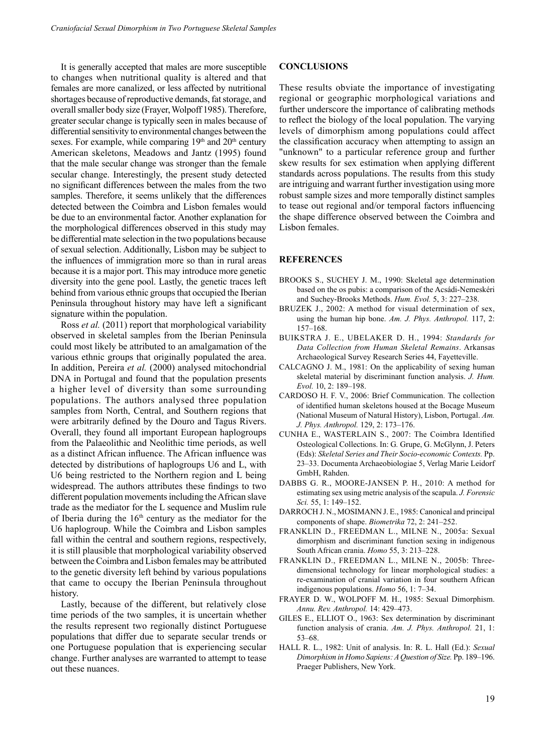It is generally accepted that males are more susceptible to changes when nutritional quality is altered and that females are more canalized, or less affected by nutritional shortages because of reproductive demands, fat storage, and overall smaller body size (Frayer, Wolpoff 1985). Therefore, greater secular change is typically seen in males because of differential sensitivity to environmental changes between the sexes. For example, while comparing 19th and 20th century American skeletons, Meadows and Jantz (1995) found that the male secular change was stronger than the female secular change. Interestingly, the present study detected no significant differences between the males from the two samples. Therefore, it seems unlikely that the differences detected between the Coimbra and Lisbon females would be due to an environmental factor. Another explanation for the morphological differences observed in this study may be differential mate selection in the two populations because of sexual selection. Additionally, Lisbon may be subject to the influences of immigration more so than in rural areas because it is a major port. This may introduce more genetic diversity into the gene pool. Lastly, the genetic traces left behind from various ethnic groups that occupied the Iberian Peninsula throughout history may have left a significant signature within the population.

Ross *et al.* (2011) report that morphological variability observed in skeletal samples from the Iberian Peninsula could most likely be attributed to an amalgamation of the various ethnic groups that originally populated the area. In addition, Pereira *et al.* (2000) analysed mitochondrial DNA in Portugal and found that the population presents a higher level of diversity than some surrounding populations. The authors analysed three population samples from North, Central, and Southern regions that were arbitrarily defined by the Douro and Tagus Rivers. Overall, they found all important European haplogroups from the Palaeolithic and Neolithic time periods, as well as a distinct African influence. The African influence was detected by distributions of haplogroups U6 and L, with U6 being restricted to the Northern region and L being widespread. The authors attributes these findings to two different population movements including the African slave trade as the mediator for the L sequence and Muslim rule of Iberia during the 16th century as the mediator for the U6 haplogroup. While the Coimbra and Lisbon samples fall within the central and southern regions, respectively, it is still plausible that morphological variability observed between the Coimbra and Lisbon females may be attributed to the genetic diversity left behind by various populations that came to occupy the Iberian Peninsula throughout history.

Lastly, because of the different, but relatively close time periods of the two samples, it is uncertain whether the results represent two regionally distinct Portuguese populations that differ due to separate secular trends or one Portuguese population that is experiencing secular change. Further analyses are warranted to attempt to tease out these nuances.

## CONCLUSIONS

These results obviate the importance of investigating regional or geographic morphological variations and further underscore the importance of calibrating methods to reflect the biology of the local population. The varying levels of dimorphism among populations could affect the classification accuracy when attempting to assign an "unknown" to a particular reference group and further skew results for sex estimation when applying different standards across populations. The results from this study are intriguing and warrant further investigation using more robust sample sizes and more temporally distinct samples to tease out regional and/or temporal factors influencing the shape difference observed between the Coimbra and Lisbon females.

## REFERENCES

- BROOKS S., SUCHEY J. M., 1990: Skeletal age determination based on the os pubis: a comparison of the Acsádi-Nemeskéri and Suchey-Brooks Methods. *Hum. Evol.* 5, 3: 227–238.
- BRUZEK J., 2002: A method for visual determination of sex, using the human hip bone. *Am. J. Phys. Anthropol.* 117, 2: 157–168.
- BUIKSTRA J. E., UBELAKER D. H., 1994: *Standards for Data Collection from Human Skeletal Remains*. Arkansas Archaeological Survey Research Series 44, Fayetteville.
- CALCAGNO J. M., 1981: On the applicability of sexing human skeletal material by discriminant function analysis. *J. Hum. Evol.* 10, 2: 189–198.
- CARDOSO H. F. V., 2006: Brief Communication. The collection of identified human skeletons housed at the Bocage Museum (National Museum of Natural History), Lisbon, Portugal. *Am. J. Phys. Anthropol.* 129, 2: 173–176.
- CUNHA E., WASTERLAIN S., 2007: The Coimbra Identified Osteological Collections. In: G. Grupe, G. McGlynn, J. Peters (Eds): *Skeletal Series and Their Socio-economic Contexts.* Pp. 23–33. Documenta Archaeobiologiae 5, Verlag Marie Leidorf GmbH, Rahden.
- DABBS G. R., MOORE-JANSEN P. H., 2010: A method for estimating sex using metric analysis of the scapula. *J. Forensic Sci.* 55, 1: 149–152.
- DARROCH J. N., MOSIMANN J. E., 1985: Canonical and principal components of shape. *Biometrika* 72, 2: 241–252.
- FRANKLIN D., FREEDMAN L., MILNE N., 2005a: Sexual dimorphism and discriminant function sexing in indigenous South African crania. *Homo* 55, 3: 213–228.
- FRANKLIN D., FREEDMAN L., MILNE N., 2005b: Three-dimensional technology for linear morphological studies: a re-examination of cranial variation in four southern African indigenous populations. *Homo* 56, 1: 7–34.
- FRAYER D. W., WOLPOFF M. H., 1985: Sexual Dimorphism. *Annu. Rev. Anthropol.* 14: 429–473.
- GILES E., ELLIOT O., 1963: Sex determination by discriminant function analysis of crania. *Am. J. Phys. Anthropol.* 21, 1: 53–68.
- HALL R. L., 1982: Unit of analysis. In: R. L. Hall (Ed.): *Sexual Dimorphism in Homo Sapiens: A Question of Size.* Pp. 189–196. Praeger Publishers, New York.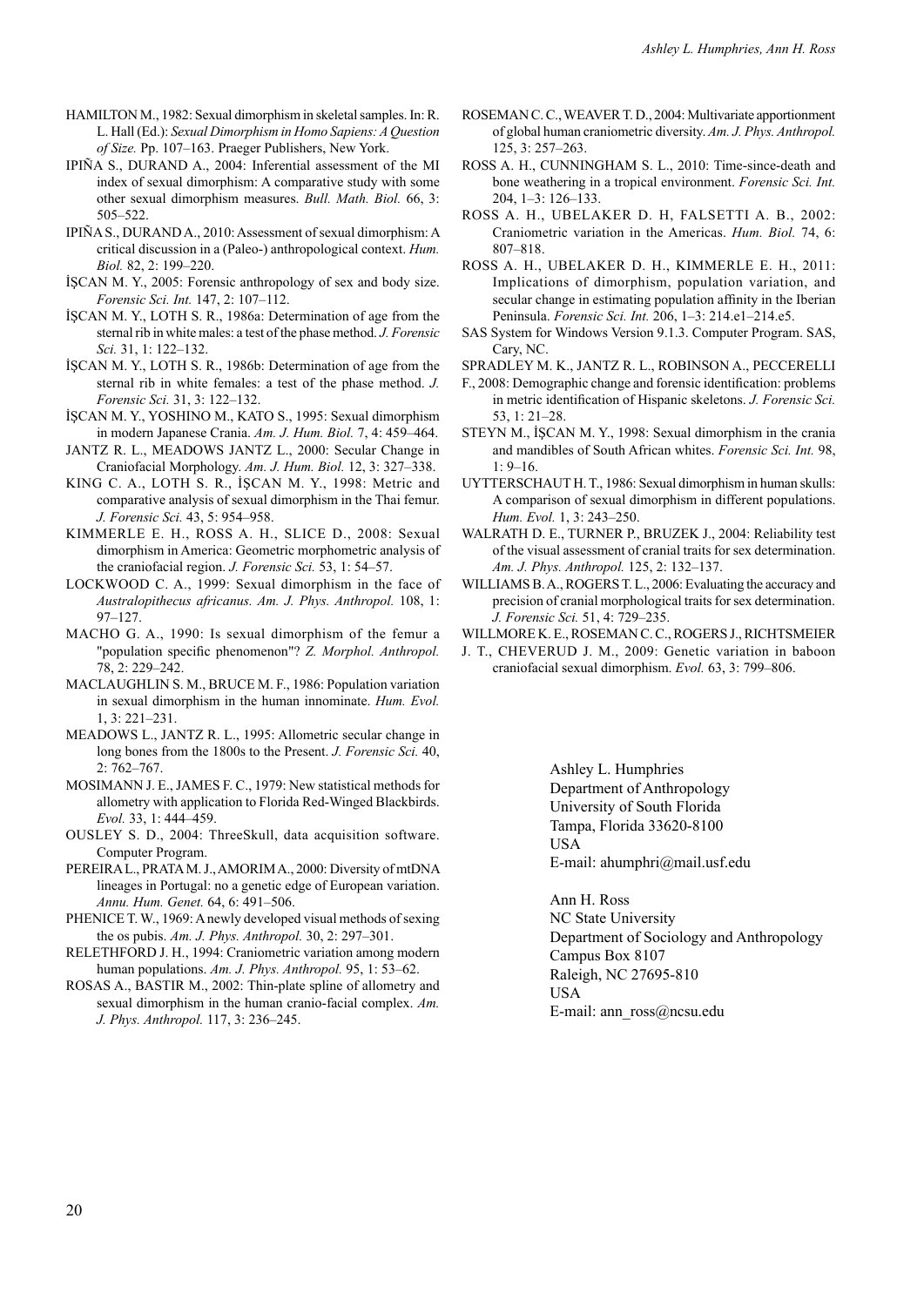HAMILTON M., 1982: Sexual dimorphism in skeletal samples. In: R. L. Hall (Ed.): *Sexual Dimorphism in Homo Sapiens: A Question of Size.* Pp. 107–163. Praeger Publishers, New York.

IPIÑA S., DURAND A., 2004: Inferential assessment of the MI index of sexual dimorphism: A comparative study with some other sexual dimorphism measures. *Bull. Math. Biol.* 66, 3: 505–522.

IPIÑA S., DURAND A., 2010: Assessment of sexual dimorphism: A critical discussion in a (Paleo-) anthropological context. *Hum. Biol.* 82, 2: 199–220.

İŞCAN M. Y., 2005: Forensic anthropology of sex and body size. *Forensic Sci. Int.* 147, 2: 107–112.

İŞCAN M. Y., LOTH S. R., 1986a: Determination of age from the sternal rib in white males: a test of the phase method. *J. Forensic Sci.* 31, 1: 122–132.

İŞCAN M. Y., LOTH S. R., 1986b: Determination of age from the sternal rib in white females: a test of the phase method. *J. Forensic Sci.* 31, 3: 122–132.

İŞCAN M. Y., YOSHINO M., KATO S., 1995: Sexual dimorphism in modern Japanese Crania. *Am. J. Hum. Biol.* 7, 4: 459–464.

JANTZ R. L., MEADOWS JANTZ L., 2000: Secular Change in Craniofacial Morphology. *Am. J. Hum. Biol.* 12, 3: 327–338.

KING C. A., LOTH S. R., İŞCAN M. Y., 1998: Metric and comparative analysis of sexual dimorphism in the Thai femur. *J. Forensic Sci.* 43, 5: 954–958.

KIMMERLE E. H., ROSS A. H., SLICE D., 2008: Sexual dimorphism in America: Geometric morphometric analysis of the craniofacial region. *J. Forensic Sci.* 53, 1: 54–57.

LOCKWOOD C. A., 1999: Sexual dimorphism in the face of *Australopithecus africanus. Am. J. Phys. Anthropol.* 108, 1: 97–127.

MACHO G. A., 1990: Is sexual dimorphism of the femur a "population specific phenomenon"? *Z. Morphol. Anthropol.* 78, 2: 229–242.

MACLAUGHLIN S. M., BRUCE M. F., 1986: Population variation in sexual dimorphism in the human innominate. *Hum. Evol.* 1, 3: 221–231.

MEADOWS L., JANTZ R. L., 1995: Allometric secular change in long bones from the 1800s to the Present. *J. Forensic Sci.* 40, 2: 762–767.

MOSIMANN J. E., JAMES F. C., 1979: New statistical methods for allometry with application to Florida Red-Winged Blackbirds. *Evol.* 33, 1: 444–459.

OUSLEY S. D., 2004: ThreeSkull, data acquisition software. Computer Program.

PEREIRA L., PRATA M. J., AMORIM A., 2000: Diversity of mtDNA lineages in Portugal: no a genetic edge of European variation. *Annu. Hum. Genet.* 64, 6: 491–506.

PHENICE T. W., 1969: A newly developed visual methods of sexing the os pubis. *Am. J. Phys. Anthropol.* 30, 2: 297–301.

RELETHFORD J. H., 1994: Craniometric variation among modern human populations. *Am. J. Phys. Anthropol.* 95, 1: 53–62.

ROSAS A., BASTIR M., 2002: Thin-plate spline of allometry and sexual dimorphism in the human cranio-facial complex. *Am. J. Phys. Anthropol.* 117, 3: 236–245.

ROSEMAN C. C., WEAVER T. D., 2004: Multivariate apportionment of global human craniometric diversity. *Am. J. Phys. Anthropol.* 125, 3: 257–263.

ROSS A. H., CUNNINGHAM S. L., 2010: Time-since-death and bone weathering in a tropical environment. *Forensic Sci. Int.* 204, 1–3: 126–133.

ROSS A. H., UBELAKER D. H, FALSETTI A. B., 2002: Craniometric variation in the Americas. *Hum. Biol.* 74, 6: 807–818.

ROSS A. H., UBELAKER D. H., KIMMERLE E. H., 2011: Implications of dimorphism, population variation, and secular change in estimating population affinity in the Iberian Peninsula. *Forensic Sci. Int.* 206, 1–3: 214.e1–214.e5.

SAS System for Windows Version 9.1.3. Computer Program. SAS, Cary, NC.

SPRADLEY M. K., JANTZ R. L., ROBINSON A., PECCERELLI F., 2008: Demographic change and forensic identification: problems in metric identification of Hispanic skeletons. *J. Forensic Sci.* 53, 1: 21–28.

STEYN M., İŞCAN M. Y., 1998: Sexual dimorphism in the crania and mandibles of South African whites. *Forensic Sci. Int.* 98, 1: 9–16.

UYTTERSCHAUT H. T., 1986: Sexual dimorphism in human skulls: A comparison of sexual dimorphism in different populations. *Hum. Evol.* 1, 3: 243–250.

WALRATH D. E., TURNER P., BRUZEK J., 2004: Reliability test of the visual assessment of cranial traits for sex determination. *Am. J. Phys. Anthropol.* 125, 2: 132–137.

WILLIAMS B. A., ROGERS T. L., 2006: Evaluating the accuracy and precision of cranial morphological traits for sex determination. *J. Forensic Sci.* 51, 4: 729–235.

WILLMORE K. E., ROSEMAN C. C., ROGERS J., RICHTSMEIER J. T., CHEVERUD J. M., 2009: Genetic variation in baboon craniofacial sexual dimorphism. *Evol.* 63, 3: 799–806.

Ashley L. Humphries
Department of Anthropology
University of South Florida
Tampa, Florida 33620-8100
USA
E-mail: ahumphri@mail.usf.edu

Ann H. Ross
NC State University
Department of Sociology and Anthropology
Campus Box 8107
Raleigh, NC 27695-810
USA
E-mail: ann_ross@ncsu.edu